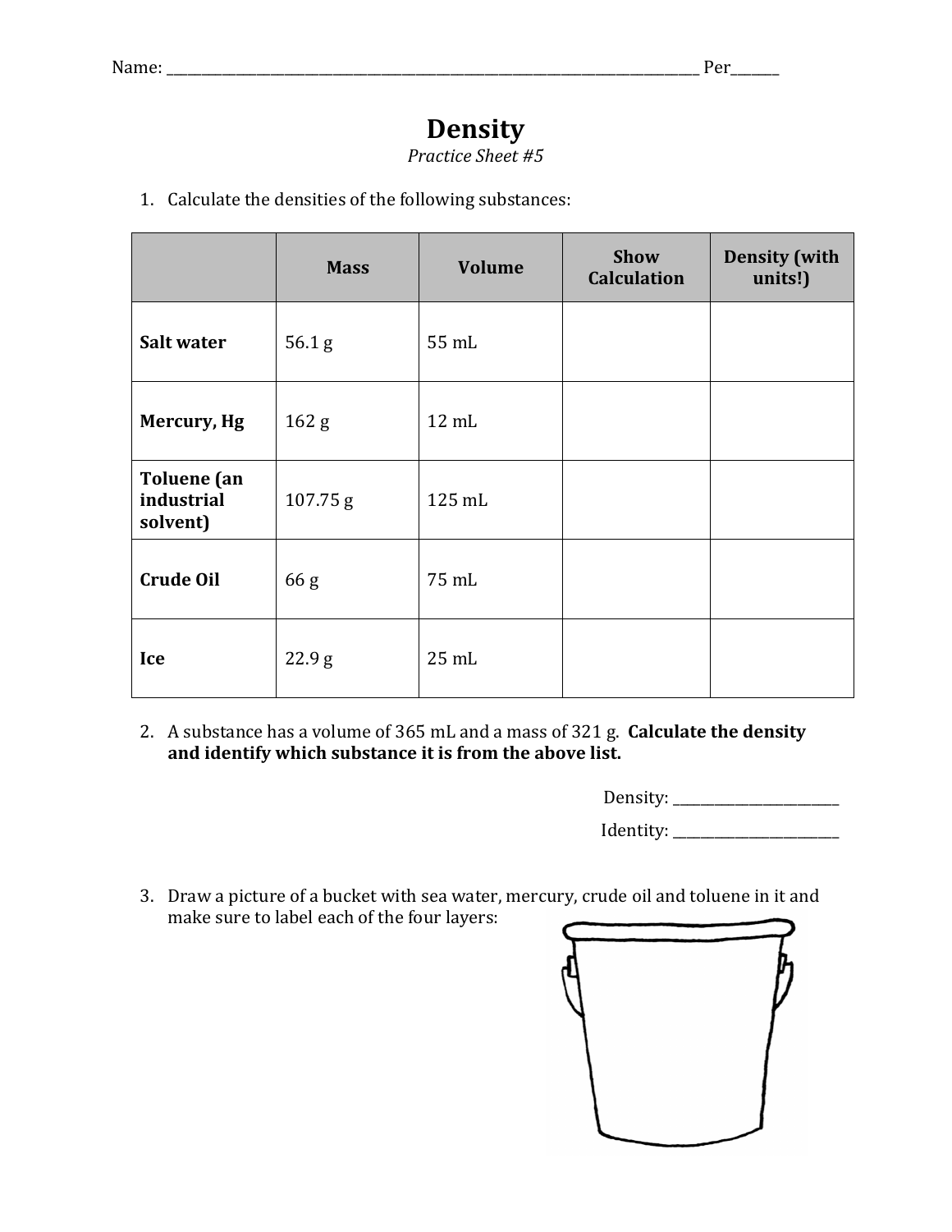Name: ______________________________________________________________________________ Per_______

# Density

*Practice Sheet #5*

1. Calculate the densities of the following substances:

| | Mass | Volume | Show Calculation | Density (with units!) |
|---|---|---|---|---|
| **Salt water** | 56.1 g | 55 mL | | |
| **Mercury, Hg** | 162 g | 12 mL | | |
| **Toluene (an industrial solvent)** | 107.75 g | 125 mL | | |
| **Crude Oil** | 66 g | 75 mL | | |
| **Ice** | 22.9 g | 25 mL | | |

2. A substance has a volume of 365 mL and a mass of 321 g. **Calculate the density and identify which substance it is from the above list.**

Density: _________________________

Identity: _________________________

3. Draw a picture of a bucket with sea water, mercury, crude oil and toluene in it and make sure to label each of the four layers: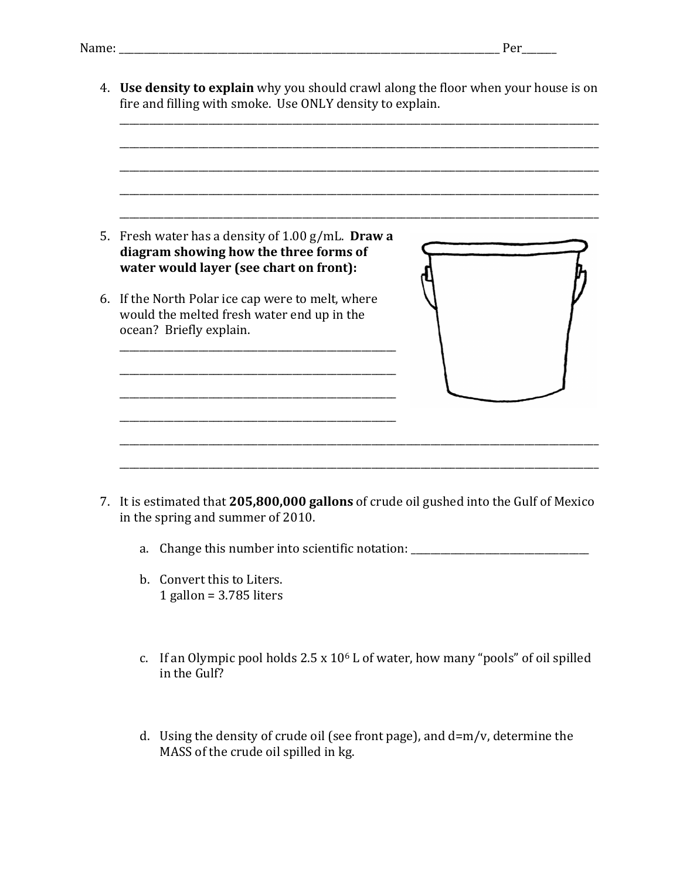Name: ___________________________________________________________________________ Per______

4. **Use density to explain** why you should crawl along the floor when your house is on fire and filling with smoke. Use ONLY density to explain.

_______________________________________________________________________________________________

_______________________________________________________________________________________________

_______________________________________________________________________________________________

_______________________________________________________________________________________________

_______________________________________________________________________________________________

5. Fresh water has a density of 1.00 g/mL. **Draw a diagram showing how the three forms of water would layer (see chart on front):**

6. If the North Polar ice cap were to melt, where would the melted fresh water end up in the ocean? Briefly explain.

_______________________________________________________

_______________________________________________________

_______________________________________________________

_______________________________________________________

_______________________________________________________________________________________________

_______________________________________________________________________________________________

7. It is estimated that **205,800,000 gallons** of crude oil gushed into the Gulf of Mexico in the spring and summer of 2010.

   a. Change this number into scientific notation: ___________________________________

   b. Convert this to Liters.
      1 gallon = 3.785 liters

   c. If an Olympic pool holds $2.5 \times 10^6$ L of water, how many "pools" of oil spilled in the Gulf?

   d. Using the density of crude oil (see front page), and d=m/v, determine the MASS of the crude oil spilled in kg.